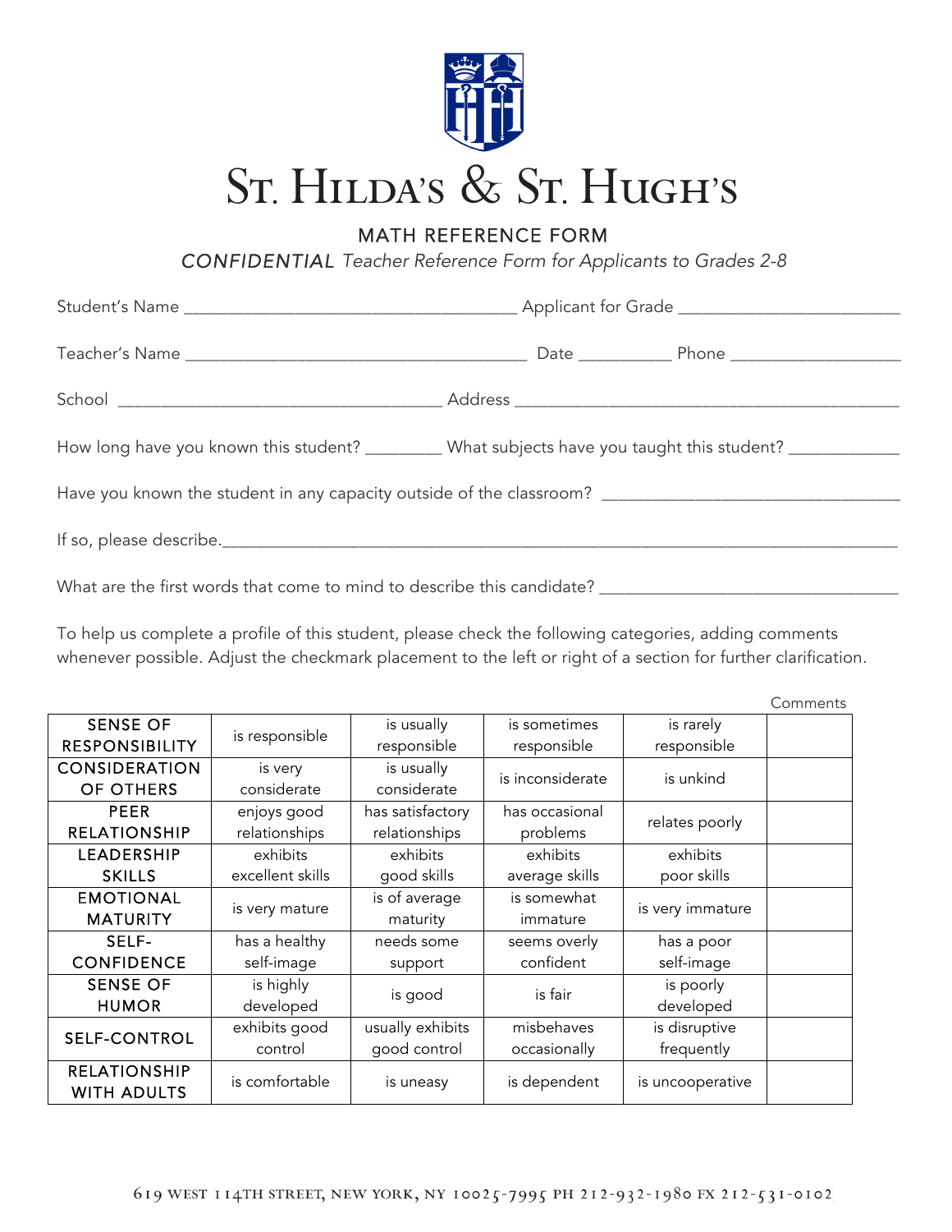# St. Hilda's & St. Hugh's

## MATH REFERENCE FORM

*CONFIDENTIAL Teacher Reference Form for Applicants to Grades 2-8*

Student's Name ___________________________________ Applicant for Grade ______________________

Teacher's Name ___________________________________ Date __________ Phone __________________

School ___________________________________ Address __________________________________________

How long have you known this student? ________ What subjects have you taught this student? ___________

Have you known the student in any capacity outside of the classroom? _______________________________

If so, please describe.___________________________________________________________________________

What are the first words that come to mind to describe this candidate? _______________________________

To help us complete a profile of this student, please check the following categories, adding comments whenever possible. Adjust the checkmark placement to the left or right of a section for further clarification.

| | | | | | Comments |
|---|---|---|---|---|---|
| SENSE OF RESPONSIBILITY | is responsible | is usually responsible | is sometimes responsible | is rarely responsible | |
| CONSIDERATION OF OTHERS | is very considerate | is usually considerate | is inconsiderate | is unkind | |
| PEER RELATIONSHIP | enjoys good relationships | has satisfactory relationships | has occasional problems | relates poorly | |
| LEADERSHIP SKILLS | exhibits excellent skills | exhibits good skills | exhibits average skills | exhibits poor skills | |
| EMOTIONAL MATURITY | is very mature | is of average maturity | is somewhat immature | is very immature | |
| SELF-CONFIDENCE | has a healthy self-image | needs some support | seems overly confident | has a poor self-image | |
| SENSE OF HUMOR | is highly developed | is good | is fair | is poorly developed | |
| SELF-CONTROL | exhibits good control | usually exhibits good control | misbehaves occasionally | is disruptive frequently | |
| RELATIONSHIP WITH ADULTS | is comfortable | is uneasy | is dependent | is uncooperative | |

619 WEST 114TH STREET, NEW YORK, NY 10025-7995 PH 212-932-1980 FX 212-531-0102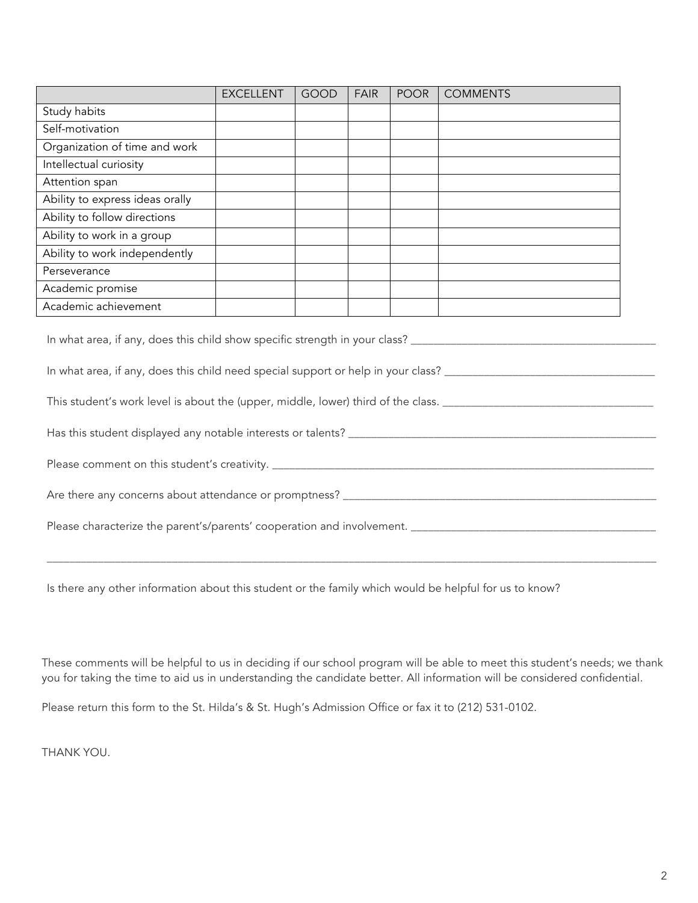| | EXCELLENT | GOOD | FAIR | POOR | COMMENTS |
|---|---|---|---|---|---|
| Study habits | | | | | |
| Self-motivation | | | | | |
| Organization of time and work | | | | | |
| Intellectual curiosity | | | | | |
| Attention span | | | | | |
| Ability to express ideas orally | | | | | |
| Ability to follow directions | | | | | |
| Ability to work in a group | | | | | |
| Ability to work independently | | | | | |
| Perseverance | | | | | |
| Academic promise | | | | | |
| Academic achievement | | | | | |

In what area, if any, does this child show specific strength in your class? ___________________________________________

In what area, if any, does this child need special support or help in your class? ___________________________________

This student's work level is about the (upper, middle, lower) third of the class. ___________________________________

Has this student displayed any notable interests or talents? _______________________________________________________

Please comment on this student's creativity. ________________________________________________________________

Are there any concerns about attendance or promptness? ______________________________________________________

Please characterize the parent's/parents' cooperation and involvement. ___________________________________________

_____________________________________________________________________________________________________

Is there any other information about this student or the family which would be helpful for us to know?

These comments will be helpful to us in deciding if our school program will be able to meet this student's needs; we thank you for taking the time to aid us in understanding the candidate better. All information will be considered confidential.

Please return this form to the St. Hilda's & St. Hugh's Admission Office or fax it to (212) 531-0102.

THANK YOU.